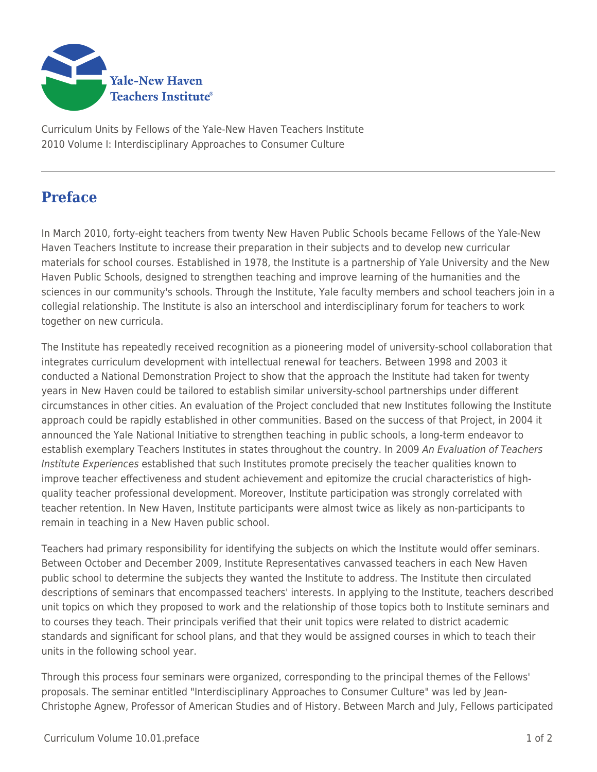Curriculum Units by Fellows of the Yale-New Haven Teachers Institute
2010 Volume I: Interdisciplinary Approaches to Consumer Culture

## Preface

In March 2010, forty-eight teachers from twenty New Haven Public Schools became Fellows of the Yale-New Haven Teachers Institute to increase their preparation in their subjects and to develop new curricular materials for school courses. Established in 1978, the Institute is a partnership of Yale University and the New Haven Public Schools, designed to strengthen teaching and improve learning of the humanities and the sciences in our community's schools. Through the Institute, Yale faculty members and school teachers join in a collegial relationship. The Institute is also an interschool and interdisciplinary forum for teachers to work together on new curricula.

The Institute has repeatedly received recognition as a pioneering model of university-school collaboration that integrates curriculum development with intellectual renewal for teachers. Between 1998 and 2003 it conducted a National Demonstration Project to show that the approach the Institute had taken for twenty years in New Haven could be tailored to establish similar university-school partnerships under different circumstances in other cities. An evaluation of the Project concluded that new Institutes following the Institute approach could be rapidly established in other communities. Based on the success of that Project, in 2004 it announced the Yale National Initiative to strengthen teaching in public schools, a long-term endeavor to establish exemplary Teachers Institutes in states throughout the country. In 2009 *An Evaluation of Teachers Institute Experiences* established that such Institutes promote precisely the teacher qualities known to improve teacher effectiveness and student achievement and epitomize the crucial characteristics of high-quality teacher professional development. Moreover, Institute participation was strongly correlated with teacher retention. In New Haven, Institute participants were almost twice as likely as non-participants to remain in teaching in a New Haven public school.

Teachers had primary responsibility for identifying the subjects on which the Institute would offer seminars. Between October and December 2009, Institute Representatives canvassed teachers in each New Haven public school to determine the subjects they wanted the Institute to address. The Institute then circulated descriptions of seminars that encompassed teachers' interests. In applying to the Institute, teachers described unit topics on which they proposed to work and the relationship of those topics both to Institute seminars and to courses they teach. Their principals verified that their unit topics were related to district academic standards and significant for school plans, and that they would be assigned courses in which to teach their units in the following school year.

Through this process four seminars were organized, corresponding to the principal themes of the Fellows' proposals. The seminar entitled "Interdisciplinary Approaches to Consumer Culture" was led by Jean-Christophe Agnew, Professor of American Studies and of History. Between March and July, Fellows participated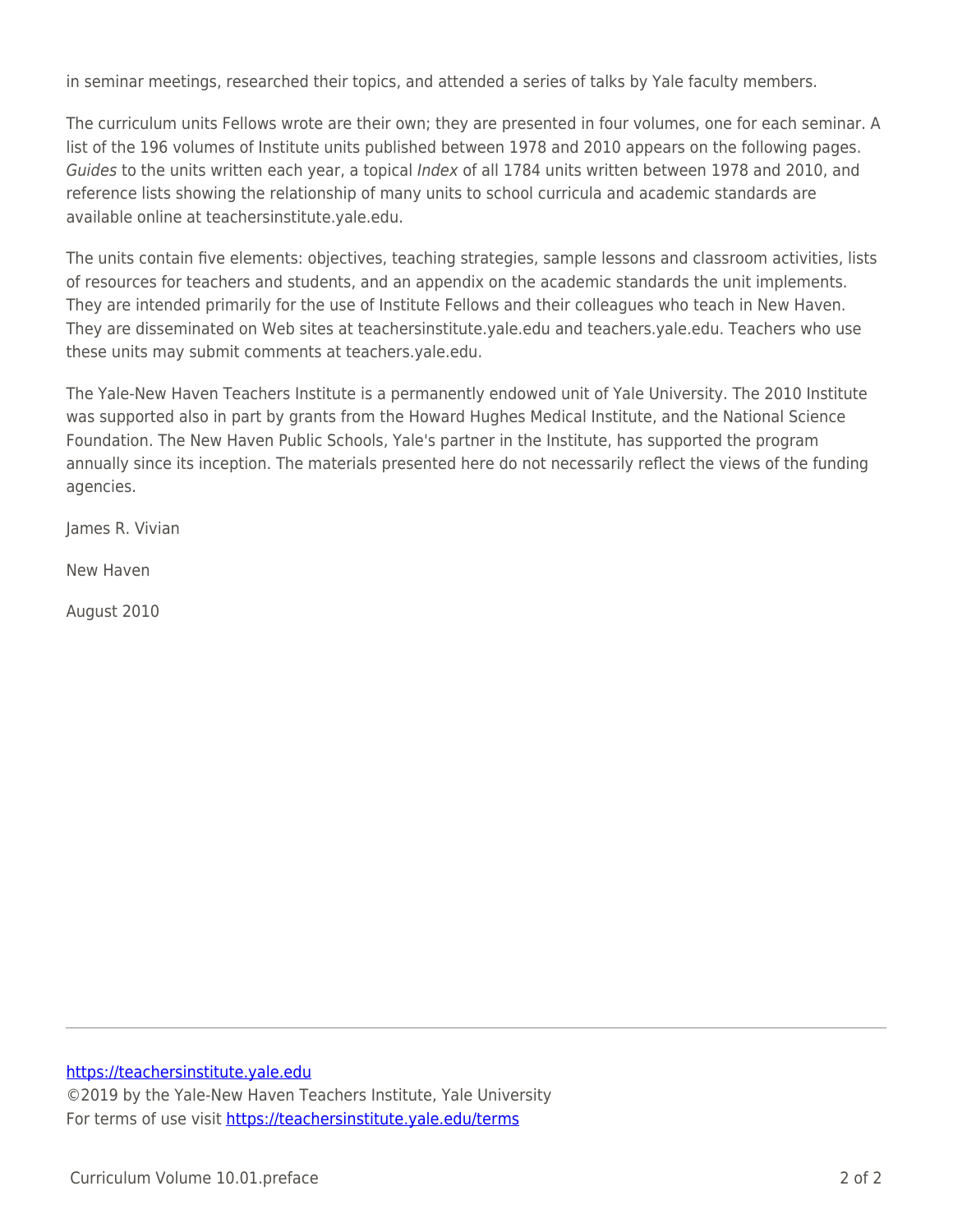in seminar meetings, researched their topics, and attended a series of talks by Yale faculty members.

The curriculum units Fellows wrote are their own; they are presented in four volumes, one for each seminar. A list of the 196 volumes of Institute units published between 1978 and 2010 appears on the following pages. *Guides* to the units written each year, a topical *Index* of all 1784 units written between 1978 and 2010, and reference lists showing the relationship of many units to school curricula and academic standards are available online at teachersinstitute.yale.edu.

The units contain five elements: objectives, teaching strategies, sample lessons and classroom activities, lists of resources for teachers and students, and an appendix on the academic standards the unit implements. They are intended primarily for the use of Institute Fellows and their colleagues who teach in New Haven. They are disseminated on Web sites at teachersinstitute.yale.edu and teachers.yale.edu. Teachers who use these units may submit comments at teachers.yale.edu.

The Yale-New Haven Teachers Institute is a permanently endowed unit of Yale University. The 2010 Institute was supported also in part by grants from the Howard Hughes Medical Institute, and the National Science Foundation. The New Haven Public Schools, Yale's partner in the Institute, has supported the program annually since its inception. The materials presented here do not necessarily reflect the views of the funding agencies.

James R. Vivian

New Haven

August 2010

---

https://teachersinstitute.yale.edu
©2019 by the Yale-New Haven Teachers Institute, Yale University
For terms of use visit https://teachersinstitute.yale.edu/terms